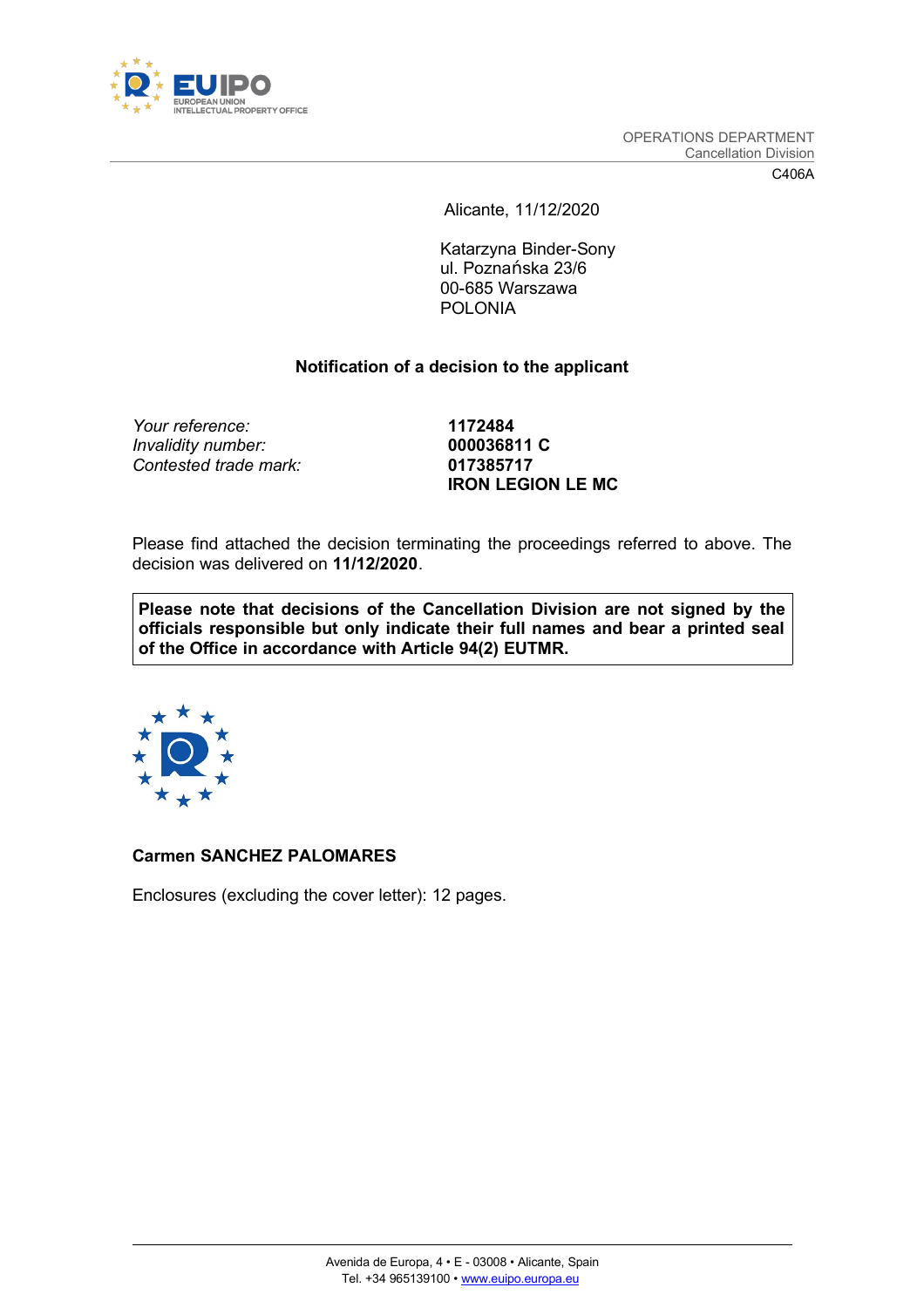OPERATIONS DEPARTMENT
Cancellation Division

C406A

Alicante, 11/12/2020

Katarzyna Binder-Sony
ul. Poznańska 23/6
00-685 Warszawa
POLONIA

**Notification of a decision to the applicant**

| | |
|---|---|
| *Your reference:* | **1172484** |
| *Invalidity number:* | **000036811 C** |
| *Contested trade mark:* | **017385717** |
| | **IRON LEGION LE MC** |

Please find attached the decision terminating the proceedings referred to above. The decision was delivered on **11/12/2020**.

**Please note that decisions of the Cancellation Division are not signed by the officials responsible but only indicate their full names and bear a printed seal of the Office in accordance with Article 94(2) EUTMR.**

**Carmen SANCHEZ PALOMARES**

Enclosures (excluding the cover letter): 12 pages.

Avenida de Europa, 4 • E - 03008 • Alicante, Spain
Tel. +34 965139100 • www.euipo.europa.eu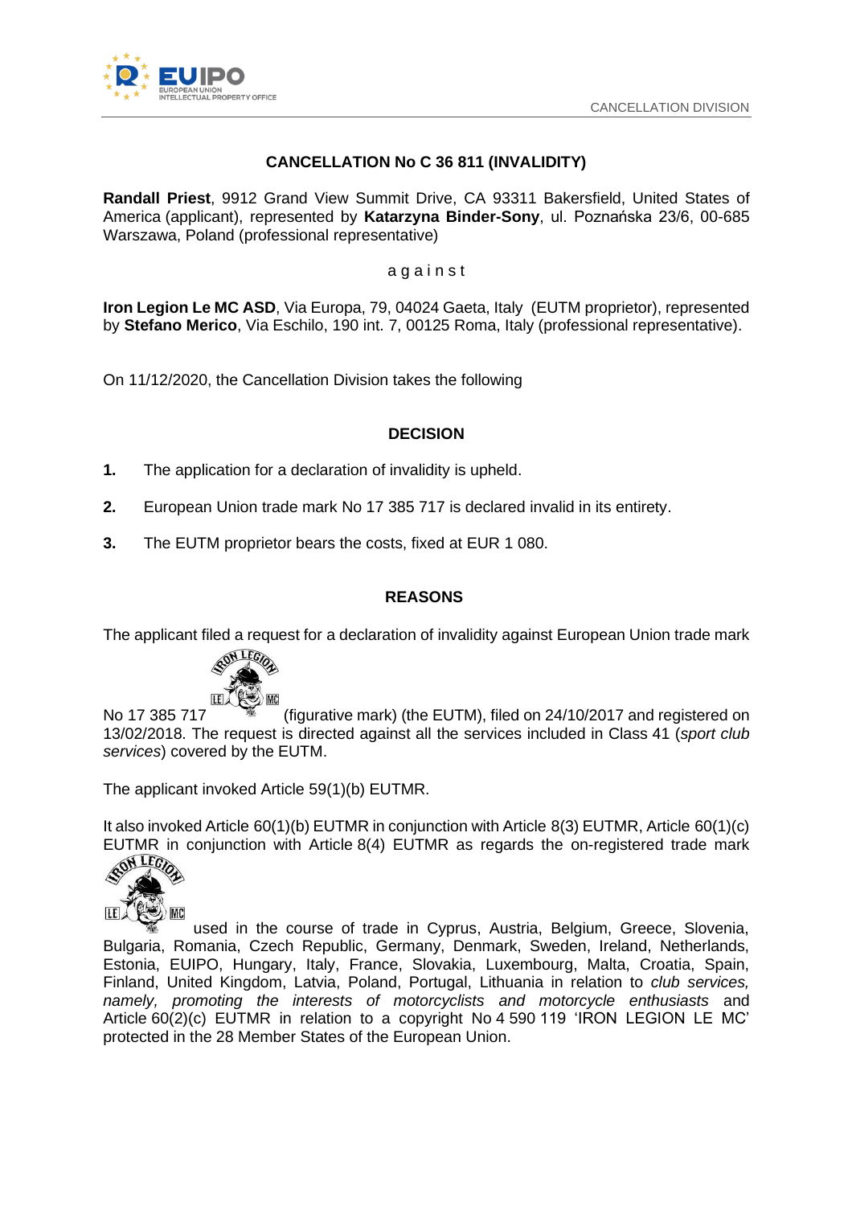**CANCELLATION No C 36 811 (INVALIDITY)**

**Randall Priest**, 9912 Grand View Summit Drive, CA 93311 Bakersfield, United States of America (applicant), represented by **Katarzyna Binder-Sony**, ul. Poznańska 23/6, 00-685 Warszawa, Poland (professional representative)

a g a i n s t

**Iron Legion Le MC ASD**, Via Europa, 79, 04024 Gaeta, Italy (EUTM proprietor), represented by **Stefano Merico**, Via Eschilo, 190 int. 7, 00125 Roma, Italy (professional representative).

On 11/12/2020, the Cancellation Division takes the following

## DECISION

1. The application for a declaration of invalidity is upheld.
2. European Union trade mark No 17 385 717 is declared invalid in its entirety.
3. The EUTM proprietor bears the costs, fixed at EUR 1 080.

## REASONS

The applicant filed a request for a declaration of invalidity against European Union trade mark No 17 385 717 (figurative mark) (the EUTM), filed on 24/10/2017 and registered on 13/02/2018. The request is directed against all the services included in Class 41 (*sport club services*) covered by the EUTM.

The applicant invoked Article 59(1)(b) EUTMR.

It also invoked Article 60(1)(b) EUTMR in conjunction with Article 8(3) EUTMR, Article 60(1)(c) EUTMR in conjunction with Article 8(4) EUTMR as regards the on-registered trade mark used in the course of trade in Cyprus, Austria, Belgium, Greece, Slovenia, Bulgaria, Romania, Czech Republic, Germany, Denmark, Sweden, Ireland, Netherlands, Estonia, EUIPO, Hungary, Italy, France, Slovakia, Luxembourg, Malta, Croatia, Spain, Finland, United Kingdom, Latvia, Poland, Portugal, Lithuania in relation to *club services, namely, promoting the interests of motorcyclists and motorcycle enthusiasts* and Article 60(2)(c) EUTMR in relation to a copyright No 4 590 119 'IRON LEGION LE MC' protected in the 28 Member States of the European Union.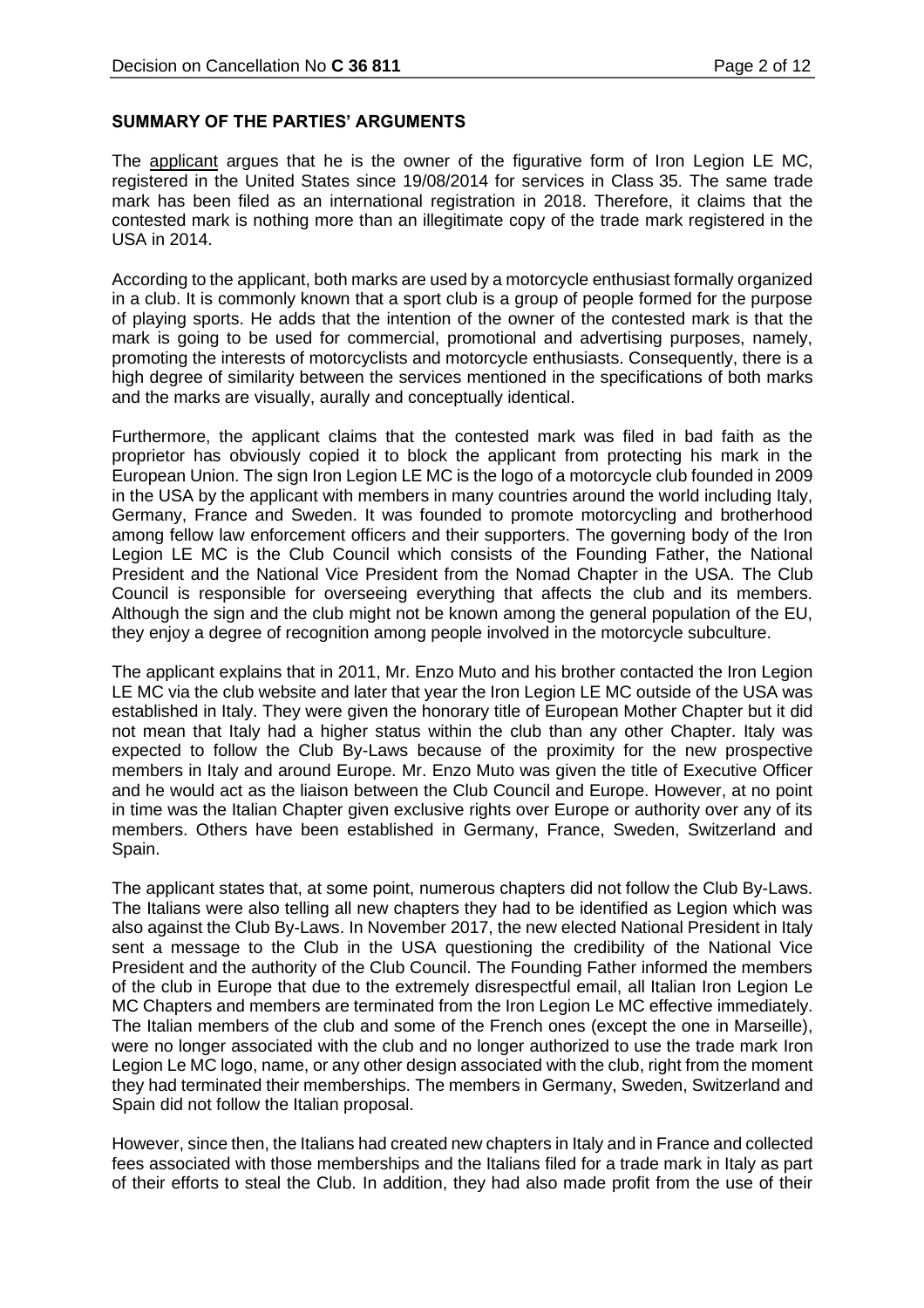## SUMMARY OF THE PARTIES' ARGUMENTS

The applicant argues that he is the owner of the figurative form of Iron Legion LE MC, registered in the United States since 19/08/2014 for services in Class 35. The same trade mark has been filed as an international registration in 2018. Therefore, it claims that the contested mark is nothing more than an illegitimate copy of the trade mark registered in the USA in 2014.

According to the applicant, both marks are used by a motorcycle enthusiast formally organized in a club. It is commonly known that a sport club is a group of people formed for the purpose of playing sports. He adds that the intention of the owner of the contested mark is that the mark is going to be used for commercial, promotional and advertising purposes, namely, promoting the interests of motorcyclists and motorcycle enthusiasts. Consequently, there is a high degree of similarity between the services mentioned in the specifications of both marks and the marks are visually, aurally and conceptually identical.

Furthermore, the applicant claims that the contested mark was filed in bad faith as the proprietor has obviously copied it to block the applicant from protecting his mark in the European Union. The sign Iron Legion LE MC is the logo of a motorcycle club founded in 2009 in the USA by the applicant with members in many countries around the world including Italy, Germany, France and Sweden. It was founded to promote motorcycling and brotherhood among fellow law enforcement officers and their supporters. The governing body of the Iron Legion LE MC is the Club Council which consists of the Founding Father, the National President and the National Vice President from the Nomad Chapter in the USA. The Club Council is responsible for overseeing everything that affects the club and its members. Although the sign and the club might not be known among the general population of the EU, they enjoy a degree of recognition among people involved in the motorcycle subculture.

The applicant explains that in 2011, Mr. Enzo Muto and his brother contacted the Iron Legion LE MC via the club website and later that year the Iron Legion LE MC outside of the USA was established in Italy. They were given the honorary title of European Mother Chapter but it did not mean that Italy had a higher status within the club than any other Chapter. Italy was expected to follow the Club By-Laws because of the proximity for the new prospective members in Italy and around Europe. Mr. Enzo Muto was given the title of Executive Officer and he would act as the liaison between the Club Council and Europe. However, at no point in time was the Italian Chapter given exclusive rights over Europe or authority over any of its members. Others have been established in Germany, France, Sweden, Switzerland and Spain.

The applicant states that, at some point, numerous chapters did not follow the Club By-Laws. The Italians were also telling all new chapters they had to be identified as Legion which was also against the Club By-Laws. In November 2017, the new elected National President in Italy sent a message to the Club in the USA questioning the credibility of the National Vice President and the authority of the Club Council. The Founding Father informed the members of the club in Europe that due to the extremely disrespectful email, all Italian Iron Legion Le MC Chapters and members are terminated from the Iron Legion Le MC effective immediately. The Italian members of the club and some of the French ones (except the one in Marseille), were no longer associated with the club and no longer authorized to use the trade mark Iron Legion Le MC logo, name, or any other design associated with the club, right from the moment they had terminated their memberships. The members in Germany, Sweden, Switzerland and Spain did not follow the Italian proposal.

However, since then, the Italians had created new chapters in Italy and in France and collected fees associated with those memberships and the Italians filed for a trade mark in Italy as part of their efforts to steal the Club. In addition, they had also made profit from the use of their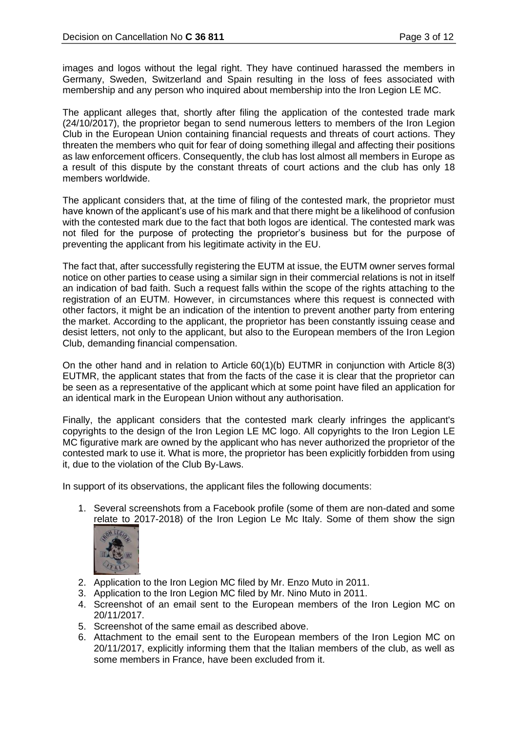images and logos without the legal right. They have continued harassed the members in Germany, Sweden, Switzerland and Spain resulting in the loss of fees associated with membership and any person who inquired about membership into the Iron Legion LE MC.

The applicant alleges that, shortly after filing the application of the contested trade mark (24/10/2017), the proprietor began to send numerous letters to members of the Iron Legion Club in the European Union containing financial requests and threats of court actions. They threaten the members who quit for fear of doing something illegal and affecting their positions as law enforcement officers. Consequently, the club has lost almost all members in Europe as a result of this dispute by the constant threats of court actions and the club has only 18 members worldwide.

The applicant considers that, at the time of filing of the contested mark, the proprietor must have known of the applicant's use of his mark and that there might be a likelihood of confusion with the contested mark due to the fact that both logos are identical. The contested mark was not filed for the purpose of protecting the proprietor's business but for the purpose of preventing the applicant from his legitimate activity in the EU.

The fact that, after successfully registering the EUTM at issue, the EUTM owner serves formal notice on other parties to cease using a similar sign in their commercial relations is not in itself an indication of bad faith. Such a request falls within the scope of the rights attaching to the registration of an EUTM. However, in circumstances where this request is connected with other factors, it might be an indication of the intention to prevent another party from entering the market. According to the applicant, the proprietor has been constantly issuing cease and desist letters, not only to the applicant, but also to the European members of the Iron Legion Club, demanding financial compensation.

On the other hand and in relation to Article 60(1)(b) EUTMR in conjunction with Article 8(3) EUTMR, the applicant states that from the facts of the case it is clear that the proprietor can be seen as a representative of the applicant which at some point have filed an application for an identical mark in the European Union without any authorisation.

Finally, the applicant considers that the contested mark clearly infringes the applicant's copyrights to the design of the Iron Legion LE MC logo. All copyrights to the Iron Legion LE MC figurative mark are owned by the applicant who has never authorized the proprietor of the contested mark to use it. What is more, the proprietor has been explicitly forbidden from using it, due to the violation of the Club By-Laws.

In support of its observations, the applicant files the following documents:

1. Several screenshots from a Facebook profile (some of them are non-dated and some relate to 2017-2018) of the Iron Legion Le Mc Italy. Some of them show the sign .
2. Application to the Iron Legion MC filed by Mr. Enzo Muto in 2011.
3. Application to the Iron Legion MC filed by Mr. Nino Muto in 2011.
4. Screenshot of an email sent to the European members of the Iron Legion MC on 20/11/2017.
5. Screenshot of the same email as described above.
6. Attachment to the email sent to the European members of the Iron Legion MC on 20/11/2017, explicitly informing them that the Italian members of the club, as well as some members in France, have been excluded from it.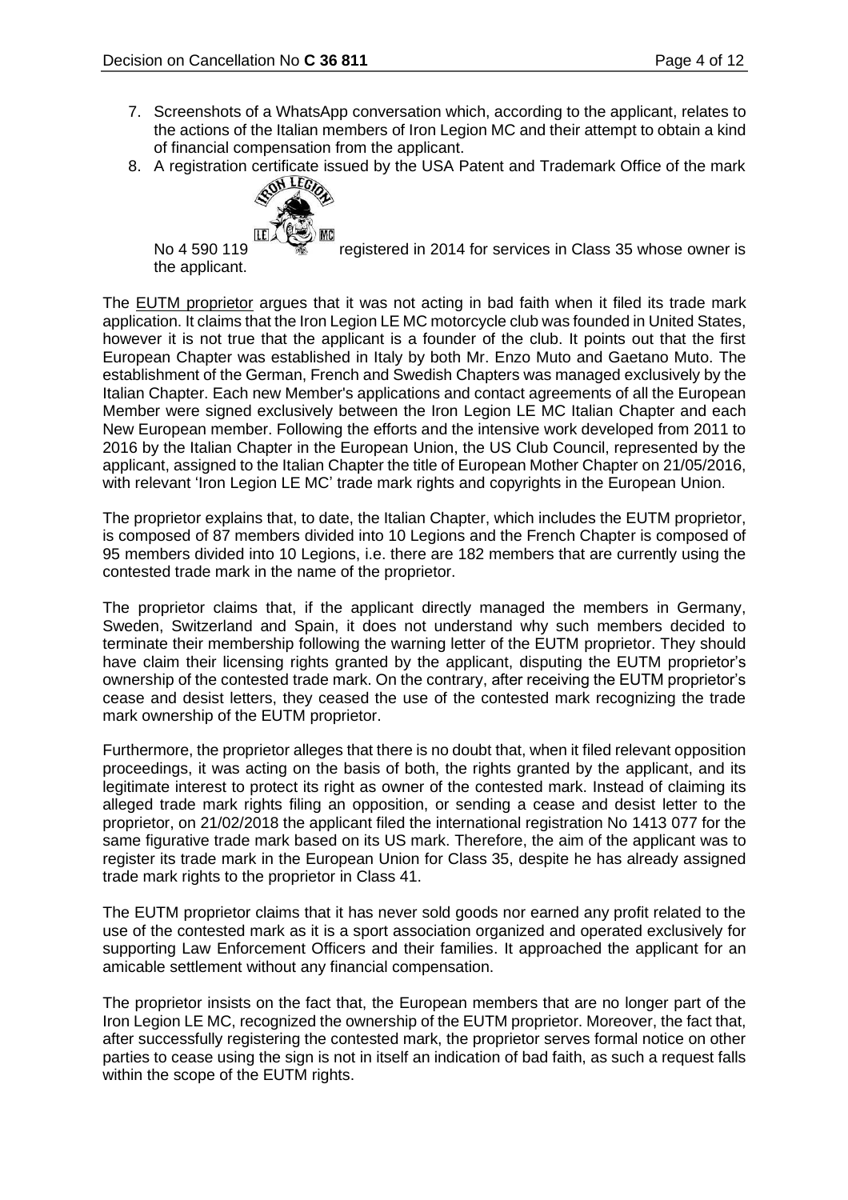7. Screenshots of a WhatsApp conversation which, according to the applicant, relates to the actions of the Italian members of Iron Legion MC and their attempt to obtain a kind of financial compensation from the applicant.
8. A registration certificate issued by the USA Patent and Trademark Office of the mark No 4 590 119 registered in 2014 for services in Class 35 whose owner is the applicant.

The EUTM proprietor argues that it was not acting in bad faith when it filed its trade mark application. It claims that the Iron Legion LE MC motorcycle club was founded in United States, however it is not true that the applicant is a founder of the club. It points out that the first European Chapter was established in Italy by both Mr. Enzo Muto and Gaetano Muto. The establishment of the German, French and Swedish Chapters was managed exclusively by the Italian Chapter. Each new Member's applications and contact agreements of all the European Member were signed exclusively between the Iron Legion LE MC Italian Chapter and each New European member. Following the efforts and the intensive work developed from 2011 to 2016 by the Italian Chapter in the European Union, the US Club Council, represented by the applicant, assigned to the Italian Chapter the title of European Mother Chapter on 21/05/2016, with relevant 'Iron Legion LE MC' trade mark rights and copyrights in the European Union.

The proprietor explains that, to date, the Italian Chapter, which includes the EUTM proprietor, is composed of 87 members divided into 10 Legions and the French Chapter is composed of 95 members divided into 10 Legions, i.e. there are 182 members that are currently using the contested trade mark in the name of the proprietor.

The proprietor claims that, if the applicant directly managed the members in Germany, Sweden, Switzerland and Spain, it does not understand why such members decided to terminate their membership following the warning letter of the EUTM proprietor. They should have claim their licensing rights granted by the applicant, disputing the EUTM proprietor's ownership of the contested trade mark. On the contrary, after receiving the EUTM proprietor's cease and desist letters, they ceased the use of the contested mark recognizing the trade mark ownership of the EUTM proprietor.

Furthermore, the proprietor alleges that there is no doubt that, when it filed relevant opposition proceedings, it was acting on the basis of both, the rights granted by the applicant, and its legitimate interest to protect its right as owner of the contested mark. Instead of claiming its alleged trade mark rights filing an opposition, or sending a cease and desist letter to the proprietor, on 21/02/2018 the applicant filed the international registration No 1413 077 for the same figurative trade mark based on its US mark. Therefore, the aim of the applicant was to register its trade mark in the European Union for Class 35, despite he has already assigned trade mark rights to the proprietor in Class 41.

The EUTM proprietor claims that it has never sold goods nor earned any profit related to the use of the contested mark as it is a sport association organized and operated exclusively for supporting Law Enforcement Officers and their families. It approached the applicant for an amicable settlement without any financial compensation.

The proprietor insists on the fact that, the European members that are no longer part of the Iron Legion LE MC, recognized the ownership of the EUTM proprietor. Moreover, the fact that, after successfully registering the contested mark, the proprietor serves formal notice on other parties to cease using the sign is not in itself an indication of bad faith, as such a request falls within the scope of the EUTM rights.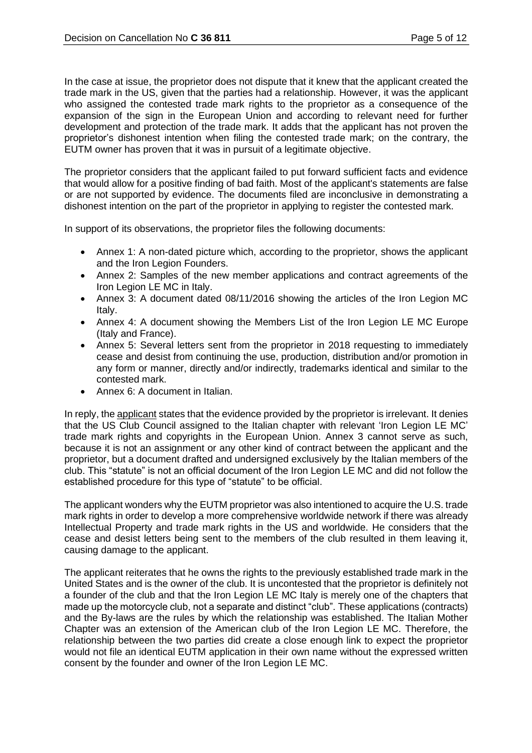In the case at issue, the proprietor does not dispute that it knew that the applicant created the trade mark in the US, given that the parties had a relationship. However, it was the applicant who assigned the contested trade mark rights to the proprietor as a consequence of the expansion of the sign in the European Union and according to relevant need for further development and protection of the trade mark. It adds that the applicant has not proven the proprietor's dishonest intention when filing the contested trade mark; on the contrary, the EUTM owner has proven that it was in pursuit of a legitimate objective.

The proprietor considers that the applicant failed to put forward sufficient facts and evidence that would allow for a positive finding of bad faith. Most of the applicant's statements are false or are not supported by evidence. The documents filed are inconclusive in demonstrating a dishonest intention on the part of the proprietor in applying to register the contested mark.

In support of its observations, the proprietor files the following documents:

- Annex 1: A non-dated picture which, according to the proprietor, shows the applicant and the Iron Legion Founders.
- Annex 2: Samples of the new member applications and contract agreements of the Iron Legion LE MC in Italy.
- Annex 3: A document dated 08/11/2016 showing the articles of the Iron Legion MC Italy.
- Annex 4: A document showing the Members List of the Iron Legion LE MC Europe (Italy and France).
- Annex 5: Several letters sent from the proprietor in 2018 requesting to immediately cease and desist from continuing the use, production, distribution and/or promotion in any form or manner, directly and/or indirectly, trademarks identical and similar to the contested mark.
- Annex 6: A document in Italian.

In reply, the applicant states that the evidence provided by the proprietor is irrelevant. It denies that the US Club Council assigned to the Italian chapter with relevant 'Iron Legion LE MC' trade mark rights and copyrights in the European Union. Annex 3 cannot serve as such, because it is not an assignment or any other kind of contract between the applicant and the proprietor, but a document drafted and undersigned exclusively by the Italian members of the club. This "statute" is not an official document of the Iron Legion LE MC and did not follow the established procedure for this type of "statute" to be official.

The applicant wonders why the EUTM proprietor was also intentioned to acquire the U.S. trade mark rights in order to develop a more comprehensive worldwide network if there was already Intellectual Property and trade mark rights in the US and worldwide. He considers that the cease and desist letters being sent to the members of the club resulted in them leaving it, causing damage to the applicant.

The applicant reiterates that he owns the rights to the previously established trade mark in the United States and is the owner of the club. It is uncontested that the proprietor is definitely not a founder of the club and that the Iron Legion LE MC Italy is merely one of the chapters that made up the motorcycle club, not a separate and distinct "club". These applications (contracts) and the By-laws are the rules by which the relationship was established. The Italian Mother Chapter was an extension of the American club of the Iron Legion LE MC. Therefore, the relationship between the two parties did create a close enough link to expect the proprietor would not file an identical EUTM application in their own name without the expressed written consent by the founder and owner of the Iron Legion LE MC.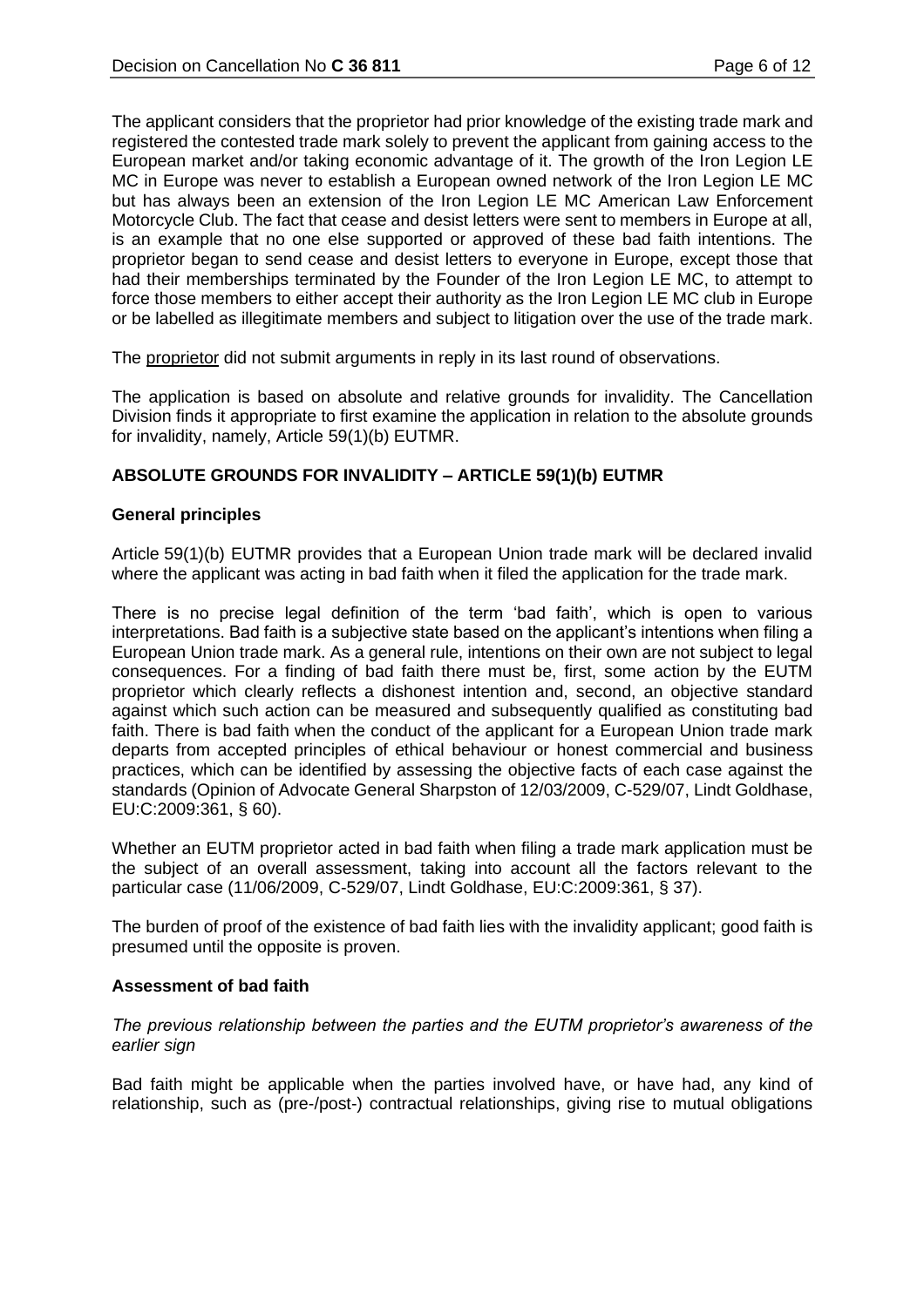The applicant considers that the proprietor had prior knowledge of the existing trade mark and registered the contested trade mark solely to prevent the applicant from gaining access to the European market and/or taking economic advantage of it. The growth of the Iron Legion LE MC in Europe was never to establish a European owned network of the Iron Legion LE MC but has always been an extension of the Iron Legion LE MC American Law Enforcement Motorcycle Club. The fact that cease and desist letters were sent to members in Europe at all, is an example that no one else supported or approved of these bad faith intentions. The proprietor began to send cease and desist letters to everyone in Europe, except those that had their memberships terminated by the Founder of the Iron Legion LE MC, to attempt to force those members to either accept their authority as the Iron Legion LE MC club in Europe or be labelled as illegitimate members and subject to litigation over the use of the trade mark.

The proprietor did not submit arguments in reply in its last round of observations.

The application is based on absolute and relative grounds for invalidity. The Cancellation Division finds it appropriate to first examine the application in relation to the absolute grounds for invalidity, namely, Article 59(1)(b) EUTMR.

## ABSOLUTE GROUNDS FOR INVALIDITY – ARTICLE 59(1)(b) EUTMR

### General principles

Article 59(1)(b) EUTMR provides that a European Union trade mark will be declared invalid where the applicant was acting in bad faith when it filed the application for the trade mark.

There is no precise legal definition of the term 'bad faith', which is open to various interpretations. Bad faith is a subjective state based on the applicant's intentions when filing a European Union trade mark. As a general rule, intentions on their own are not subject to legal consequences. For a finding of bad faith there must be, first, some action by the EUTM proprietor which clearly reflects a dishonest intention and, second, an objective standard against which such action can be measured and subsequently qualified as constituting bad faith. There is bad faith when the conduct of the applicant for a European Union trade mark departs from accepted principles of ethical behaviour or honest commercial and business practices, which can be identified by assessing the objective facts of each case against the standards (Opinion of Advocate General Sharpston of 12/03/2009, C-529/07, Lindt Goldhase, EU:C:2009:361, § 60).

Whether an EUTM proprietor acted in bad faith when filing a trade mark application must be the subject of an overall assessment, taking into account all the factors relevant to the particular case (11/06/2009, C-529/07, Lindt Goldhase, EU:C:2009:361, § 37).

The burden of proof of the existence of bad faith lies with the invalidity applicant; good faith is presumed until the opposite is proven.

### Assessment of bad faith

*The previous relationship between the parties and the EUTM proprietor's awareness of the earlier sign*

Bad faith might be applicable when the parties involved have, or have had, any kind of relationship, such as (pre-/post-) contractual relationships, giving rise to mutual obligations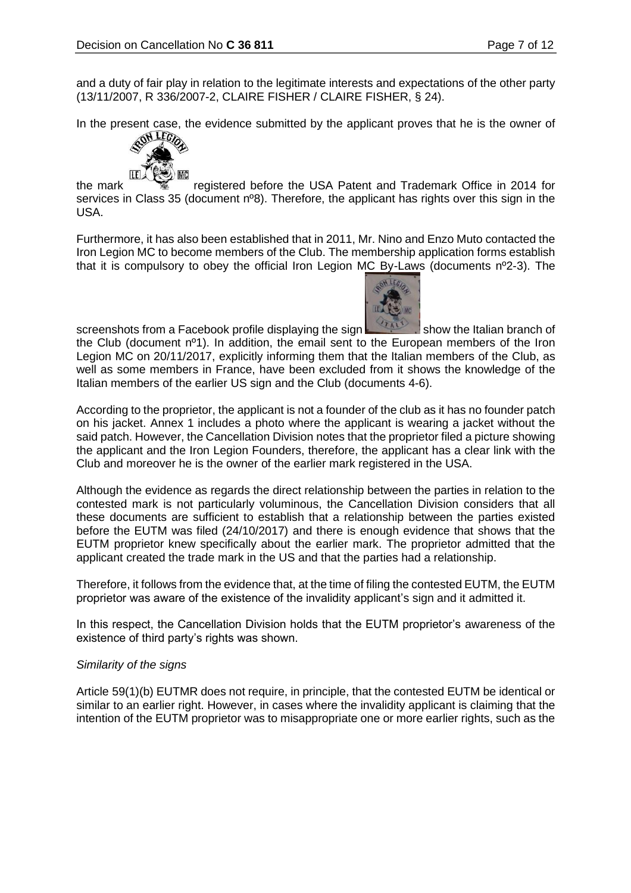and a duty of fair play in relation to the legitimate interests and expectations of the other party (13/11/2007, R 336/2007-2, CLAIRE FISHER / CLAIRE FISHER, § 24).

In the present case, the evidence submitted by the applicant proves that he is the owner of the mark registered before the USA Patent and Trademark Office in 2014 for services in Class 35 (document nº8). Therefore, the applicant has rights over this sign in the USA.

Furthermore, it has also been established that in 2011, Mr. Nino and Enzo Muto contacted the Iron Legion MC to become members of the Club. The membership application forms establish that it is compulsory to obey the official Iron Legion MC By-Laws (documents nº2-3). The screenshots from a Facebook profile displaying the sign show the Italian branch of the Club (document nº1). In addition, the email sent to the European members of the Iron Legion MC on 20/11/2017, explicitly informing them that the Italian members of the Club, as well as some members in France, have been excluded from it shows the knowledge of the Italian members of the earlier US sign and the Club (documents 4-6).

According to the proprietor, the applicant is not a founder of the club as it has no founder patch on his jacket. Annex 1 includes a photo where the applicant is wearing a jacket without the said patch. However, the Cancellation Division notes that the proprietor filed a picture showing the applicant and the Iron Legion Founders, therefore, the applicant has a clear link with the Club and moreover he is the owner of the earlier mark registered in the USA.

Although the evidence as regards the direct relationship between the parties in relation to the contested mark is not particularly voluminous, the Cancellation Division considers that all these documents are sufficient to establish that a relationship between the parties existed before the EUTM was filed (24/10/2017) and there is enough evidence that shows that the EUTM proprietor knew specifically about the earlier mark. The proprietor admitted that the applicant created the trade mark in the US and that the parties had a relationship.

Therefore, it follows from the evidence that, at the time of filing the contested EUTM, the EUTM proprietor was aware of the existence of the invalidity applicant's sign and it admitted it.

In this respect, the Cancellation Division holds that the EUTM proprietor's awareness of the existence of third party's rights was shown.

*Similarity of the signs*

Article 59(1)(b) EUTMR does not require, in principle, that the contested EUTM be identical or similar to an earlier right. However, in cases where the invalidity applicant is claiming that the intention of the EUTM proprietor was to misappropriate one or more earlier rights, such as the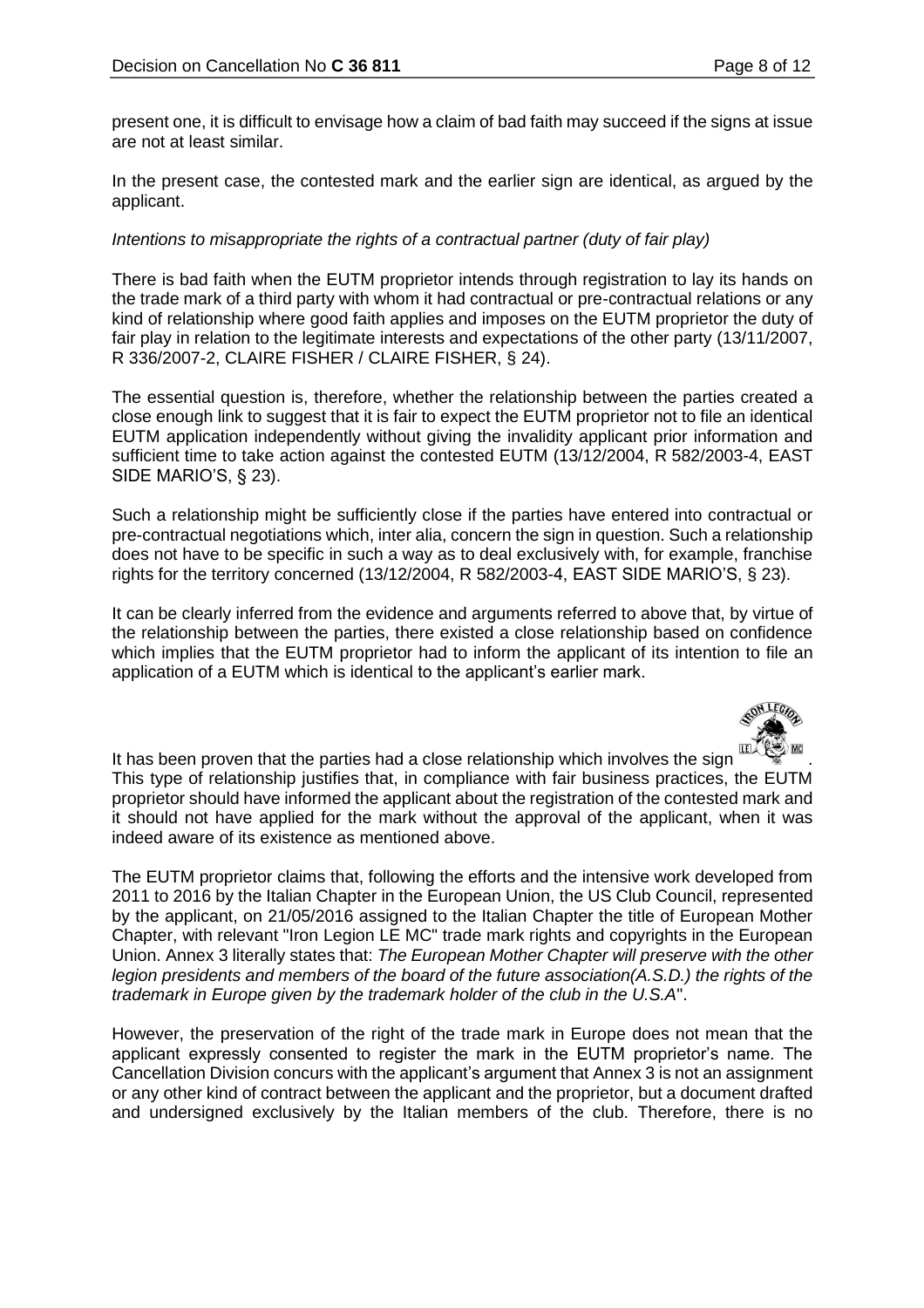present one, it is difficult to envisage how a claim of bad faith may succeed if the signs at issue are not at least similar.

In the present case, the contested mark and the earlier sign are identical, as argued by the applicant.

*Intentions to misappropriate the rights of a contractual partner (duty of fair play)*

There is bad faith when the EUTM proprietor intends through registration to lay its hands on the trade mark of a third party with whom it had contractual or pre-contractual relations or any kind of relationship where good faith applies and imposes on the EUTM proprietor the duty of fair play in relation to the legitimate interests and expectations of the other party (13/11/2007, R 336/2007-2, CLAIRE FISHER / CLAIRE FISHER, § 24).

The essential question is, therefore, whether the relationship between the parties created a close enough link to suggest that it is fair to expect the EUTM proprietor not to file an identical EUTM application independently without giving the invalidity applicant prior information and sufficient time to take action against the contested EUTM (13/12/2004, R 582/2003-4, EAST SIDE MARIO'S, § 23).

Such a relationship might be sufficiently close if the parties have entered into contractual or pre-contractual negotiations which, inter alia, concern the sign in question. Such a relationship does not have to be specific in such a way as to deal exclusively with, for example, franchise rights for the territory concerned (13/12/2004, R 582/2003-4, EAST SIDE MARIO'S, § 23).

It can be clearly inferred from the evidence and arguments referred to above that, by virtue of the relationship between the parties, there existed a close relationship based on confidence which implies that the EUTM proprietor had to inform the applicant of its intention to file an application of a EUTM which is identical to the applicant's earlier mark.

It has been proven that the parties had a close relationship which involves the sign . This type of relationship justifies that, in compliance with fair business practices, the EUTM proprietor should have informed the applicant about the registration of the contested mark and it should not have applied for the mark without the approval of the applicant, when it was indeed aware of its existence as mentioned above.

The EUTM proprietor claims that, following the efforts and the intensive work developed from 2011 to 2016 by the Italian Chapter in the European Union, the US Club Council, represented by the applicant, on 21/05/2016 assigned to the Italian Chapter the title of European Mother Chapter, with relevant "Iron Legion LE MC" trade mark rights and copyrights in the European Union. Annex 3 literally states that: *The European Mother Chapter will preserve with the other legion presidents and members of the board of the future association(A.S.D.) the rights of the trademark in Europe given by the trademark holder of the club in the U.S.A*".

However, the preservation of the right of the trade mark in Europe does not mean that the applicant expressly consented to register the mark in the EUTM proprietor's name. The Cancellation Division concurs with the applicant's argument that Annex 3 is not an assignment or any other kind of contract between the applicant and the proprietor, but a document drafted and undersigned exclusively by the Italian members of the club. Therefore, there is no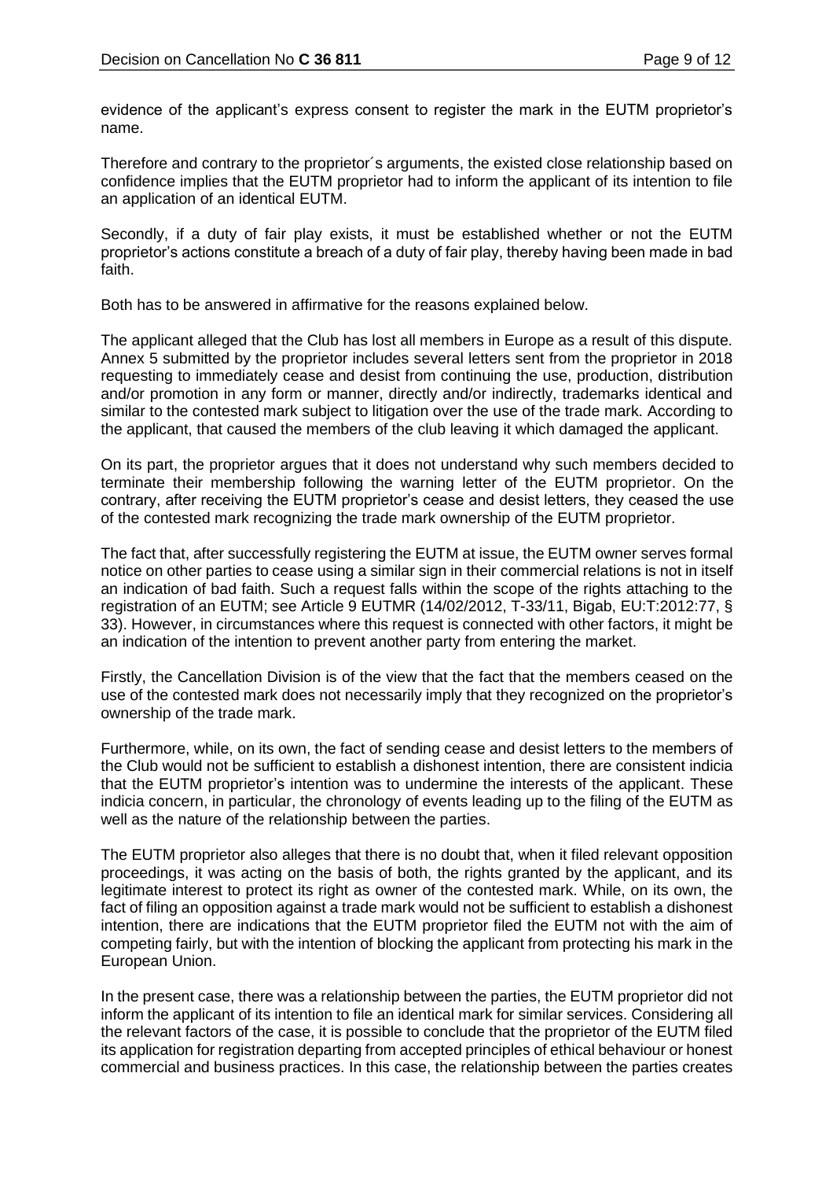evidence of the applicant's express consent to register the mark in the EUTM proprietor's name.

Therefore and contrary to the proprietor´s arguments, the existed close relationship based on confidence implies that the EUTM proprietor had to inform the applicant of its intention to file an application of an identical EUTM.

Secondly, if a duty of fair play exists, it must be established whether or not the EUTM proprietor's actions constitute a breach of a duty of fair play, thereby having been made in bad faith.

Both has to be answered in affirmative for the reasons explained below.

The applicant alleged that the Club has lost all members in Europe as a result of this dispute. Annex 5 submitted by the proprietor includes several letters sent from the proprietor in 2018 requesting to immediately cease and desist from continuing the use, production, distribution and/or promotion in any form or manner, directly and/or indirectly, trademarks identical and similar to the contested mark subject to litigation over the use of the trade mark. According to the applicant, that caused the members of the club leaving it which damaged the applicant.

On its part, the proprietor argues that it does not understand why such members decided to terminate their membership following the warning letter of the EUTM proprietor. On the contrary, after receiving the EUTM proprietor's cease and desist letters, they ceased the use of the contested mark recognizing the trade mark ownership of the EUTM proprietor.

The fact that, after successfully registering the EUTM at issue, the EUTM owner serves formal notice on other parties to cease using a similar sign in their commercial relations is not in itself an indication of bad faith. Such a request falls within the scope of the rights attaching to the registration of an EUTM; see Article 9 EUTMR (14/02/2012, T-33/11, Bigab, EU:T:2012:77, § 33). However, in circumstances where this request is connected with other factors, it might be an indication of the intention to prevent another party from entering the market.

Firstly, the Cancellation Division is of the view that the fact that the members ceased on the use of the contested mark does not necessarily imply that they recognized on the proprietor's ownership of the trade mark.

Furthermore, while, on its own, the fact of sending cease and desist letters to the members of the Club would not be sufficient to establish a dishonest intention, there are consistent indicia that the EUTM proprietor's intention was to undermine the interests of the applicant. These indicia concern, in particular, the chronology of events leading up to the filing of the EUTM as well as the nature of the relationship between the parties.

The EUTM proprietor also alleges that there is no doubt that, when it filed relevant opposition proceedings, it was acting on the basis of both, the rights granted by the applicant, and its legitimate interest to protect its right as owner of the contested mark. While, on its own, the fact of filing an opposition against a trade mark would not be sufficient to establish a dishonest intention, there are indications that the EUTM proprietor filed the EUTM not with the aim of competing fairly, but with the intention of blocking the applicant from protecting his mark in the European Union.

In the present case, there was a relationship between the parties, the EUTM proprietor did not inform the applicant of its intention to file an identical mark for similar services. Considering all the relevant factors of the case, it is possible to conclude that the proprietor of the EUTM filed its application for registration departing from accepted principles of ethical behaviour or honest commercial and business practices. In this case, the relationship between the parties creates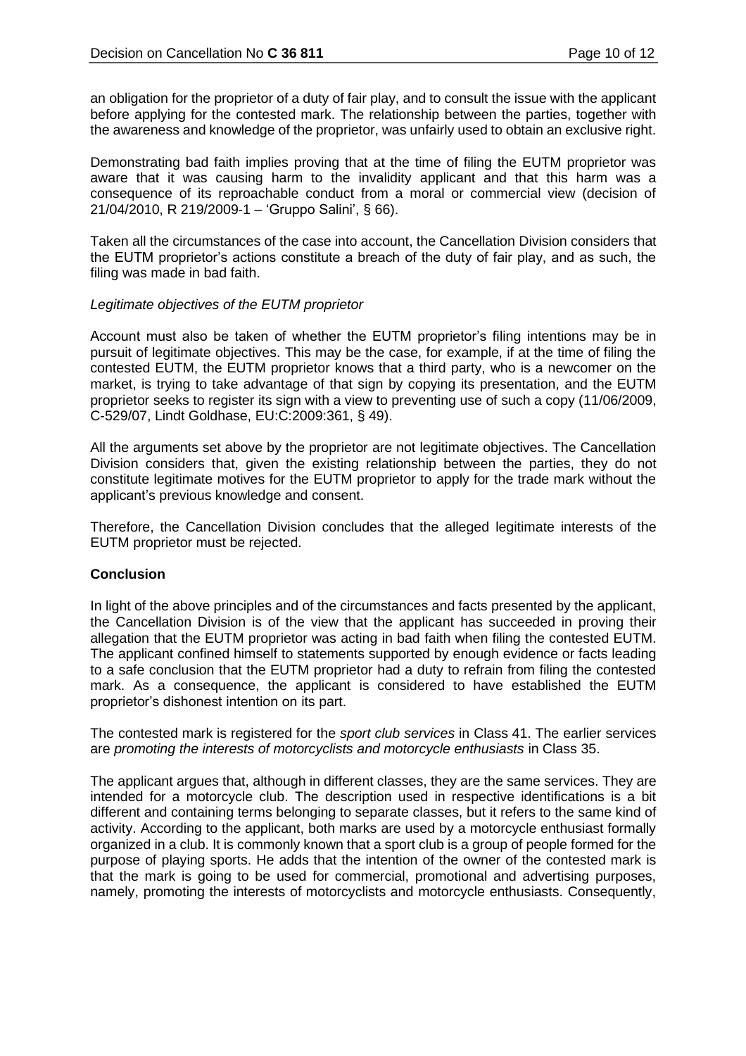an obligation for the proprietor of a duty of fair play, and to consult the issue with the applicant before applying for the contested mark. The relationship between the parties, together with the awareness and knowledge of the proprietor, was unfairly used to obtain an exclusive right.

Demonstrating bad faith implies proving that at the time of filing the EUTM proprietor was aware that it was causing harm to the invalidity applicant and that this harm was a consequence of its reproachable conduct from a moral or commercial view (decision of 21/04/2010, R 219/2009-1 – 'Gruppo Salini', § 66).

Taken all the circumstances of the case into account, the Cancellation Division considers that the EUTM proprietor's actions constitute a breach of the duty of fair play, and as such, the filing was made in bad faith.

*Legitimate objectives of the EUTM proprietor*

Account must also be taken of whether the EUTM proprietor's filing intentions may be in pursuit of legitimate objectives. This may be the case, for example, if at the time of filing the contested EUTM, the EUTM proprietor knows that a third party, who is a newcomer on the market, is trying to take advantage of that sign by copying its presentation, and the EUTM proprietor seeks to register its sign with a view to preventing use of such a copy (11/06/2009, C-529/07, Lindt Goldhase, EU:C:2009:361, § 49).

All the arguments set above by the proprietor are not legitimate objectives. The Cancellation Division considers that, given the existing relationship between the parties, they do not constitute legitimate motives for the EUTM proprietor to apply for the trade mark without the applicant's previous knowledge and consent.

Therefore, the Cancellation Division concludes that the alleged legitimate interests of the EUTM proprietor must be rejected.

**Conclusion**

In light of the above principles and of the circumstances and facts presented by the applicant, the Cancellation Division is of the view that the applicant has succeeded in proving their allegation that the EUTM proprietor was acting in bad faith when filing the contested EUTM. The applicant confined himself to statements supported by enough evidence or facts leading to a safe conclusion that the EUTM proprietor had a duty to refrain from filing the contested mark. As a consequence, the applicant is considered to have established the EUTM proprietor's dishonest intention on its part.

The contested mark is registered for the *sport club services* in Class 41. The earlier services are *promoting the interests of motorcyclists and motorcycle enthusiasts* in Class 35.

The applicant argues that, although in different classes, they are the same services. They are intended for a motorcycle club. The description used in respective identifications is a bit different and containing terms belonging to separate classes, but it refers to the same kind of activity. According to the applicant, both marks are used by a motorcycle enthusiast formally organized in a club. It is commonly known that a sport club is a group of people formed for the purpose of playing sports. He adds that the intention of the owner of the contested mark is that the mark is going to be used for commercial, promotional and advertising purposes, namely, promoting the interests of motorcyclists and motorcycle enthusiasts. Consequently,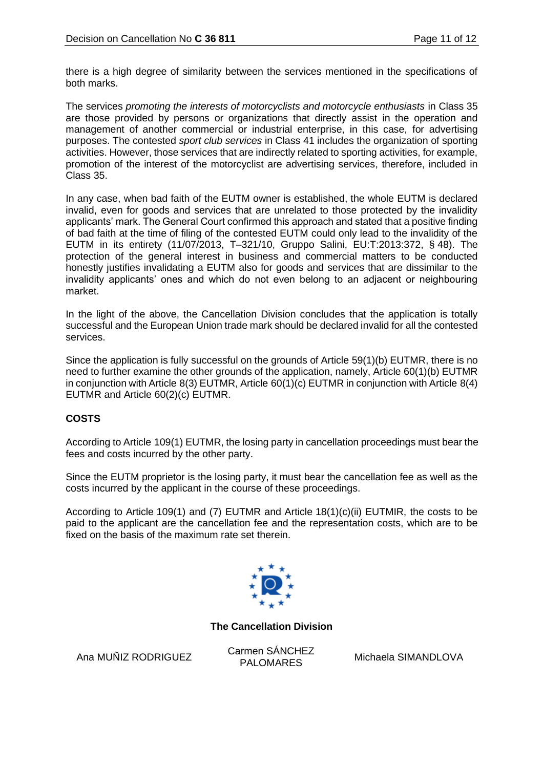there is a high degree of similarity between the services mentioned in the specifications of both marks.

The services *promoting the interests of motorcyclists and motorcycle enthusiasts* in Class 35 are those provided by persons or organizations that directly assist in the operation and management of another commercial or industrial enterprise, in this case, for advertising purposes. The contested *sport club services* in Class 41 includes the organization of sporting activities. However, those services that are indirectly related to sporting activities, for example, promotion of the interest of the motorcyclist are advertising services, therefore, included in Class 35.

In any case, when bad faith of the EUTM owner is established, the whole EUTM is declared invalid, even for goods and services that are unrelated to those protected by the invalidity applicants' mark. The General Court confirmed this approach and stated that a positive finding of bad faith at the time of filing of the contested EUTM could only lead to the invalidity of the EUTM in its entirety (11/07/2013, T‑321/10, Gruppo Salini, EU:T:2013:372, § 48). The protection of the general interest in business and commercial matters to be conducted honestly justifies invalidating a EUTM also for goods and services that are dissimilar to the invalidity applicants' ones and which do not even belong to an adjacent or neighbouring market.

In the light of the above, the Cancellation Division concludes that the application is totally successful and the European Union trade mark should be declared invalid for all the contested services.

Since the application is fully successful on the grounds of Article 59(1)(b) EUTMR, there is no need to further examine the other grounds of the application, namely, Article 60(1)(b) EUTMR in conjunction with Article 8(3) EUTMR, Article 60(1)(c) EUTMR in conjunction with Article 8(4) EUTMR and Article 60(2)(c) EUTMR.

## COSTS

According to Article 109(1) EUTMR, the losing party in cancellation proceedings must bear the fees and costs incurred by the other party.

Since the EUTM proprietor is the losing party, it must bear the cancellation fee as well as the costs incurred by the applicant in the course of these proceedings.

According to Article 109(1) and (7) EUTMR and Article 18(1)(c)(ii) EUTMIR, the costs to be paid to the applicant are the cancellation fee and the representation costs, which are to be fixed on the basis of the maximum rate set therein.

**The Cancellation Division**

| Ana MUÑIZ RODRIGUEZ | Carmen SÁNCHEZ PALOMARES | Michaela SIMANDLOVA |
|---|---|---|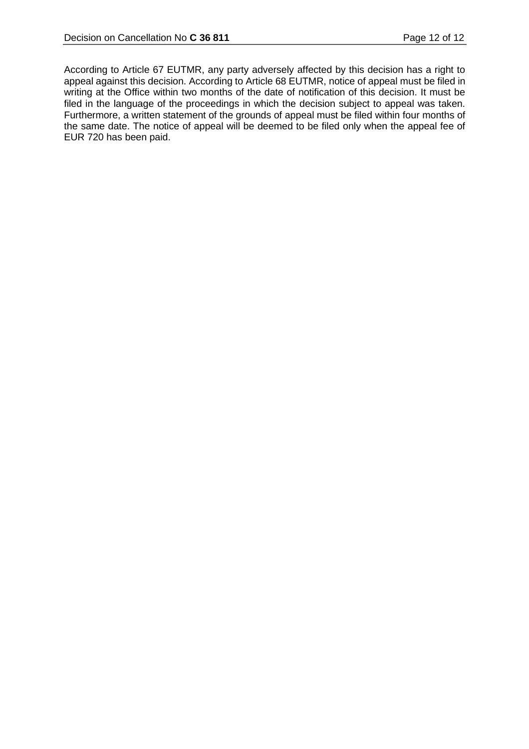According to Article 67 EUTMR, any party adversely affected by this decision has a right to appeal against this decision. According to Article 68 EUTMR, notice of appeal must be filed in writing at the Office within two months of the date of notification of this decision. It must be filed in the language of the proceedings in which the decision subject to appeal was taken. Furthermore, a written statement of the grounds of appeal must be filed within four months of the same date. The notice of appeal will be deemed to be filed only when the appeal fee of EUR 720 has been paid.